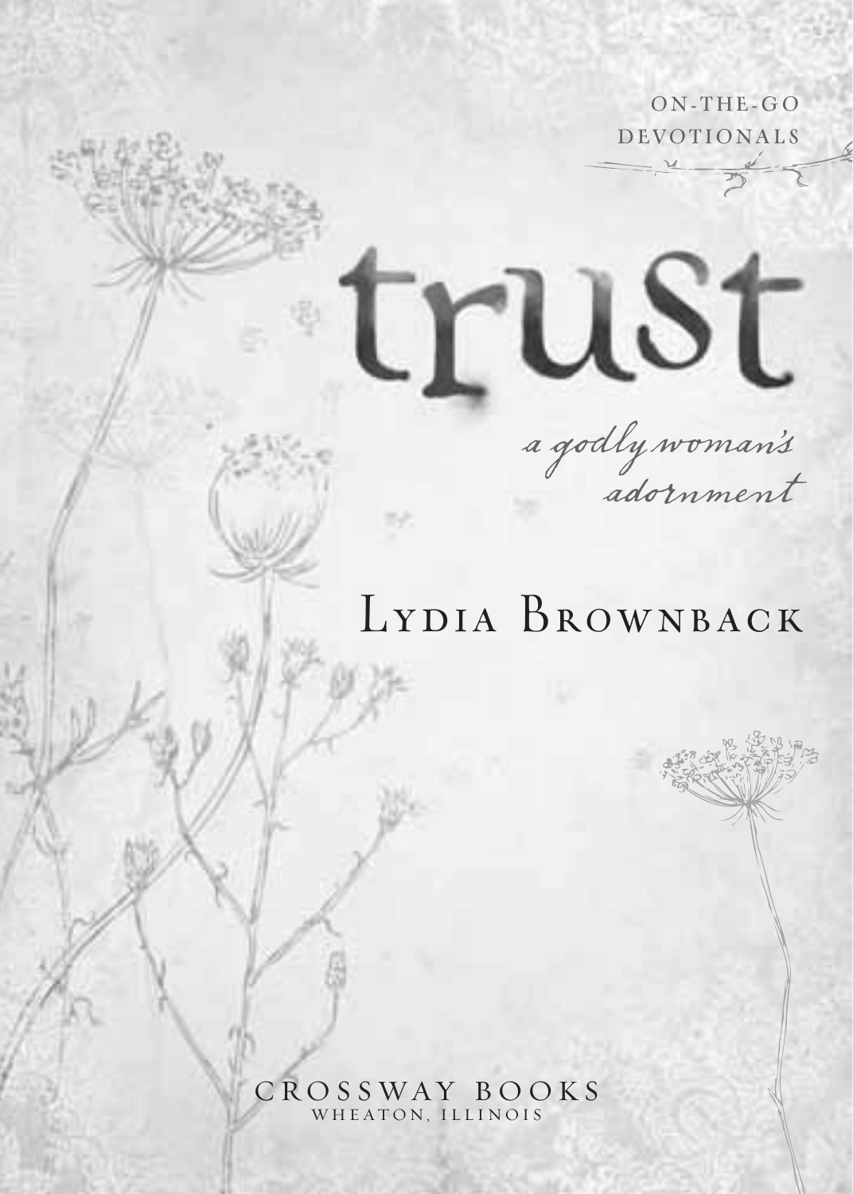ON-THE-GO DEVOTIONALS

# trust

*a godly woman's adornment*

## Lydia Brownback

CROSSWAY BOOKS
WHEATON, ILLINOIS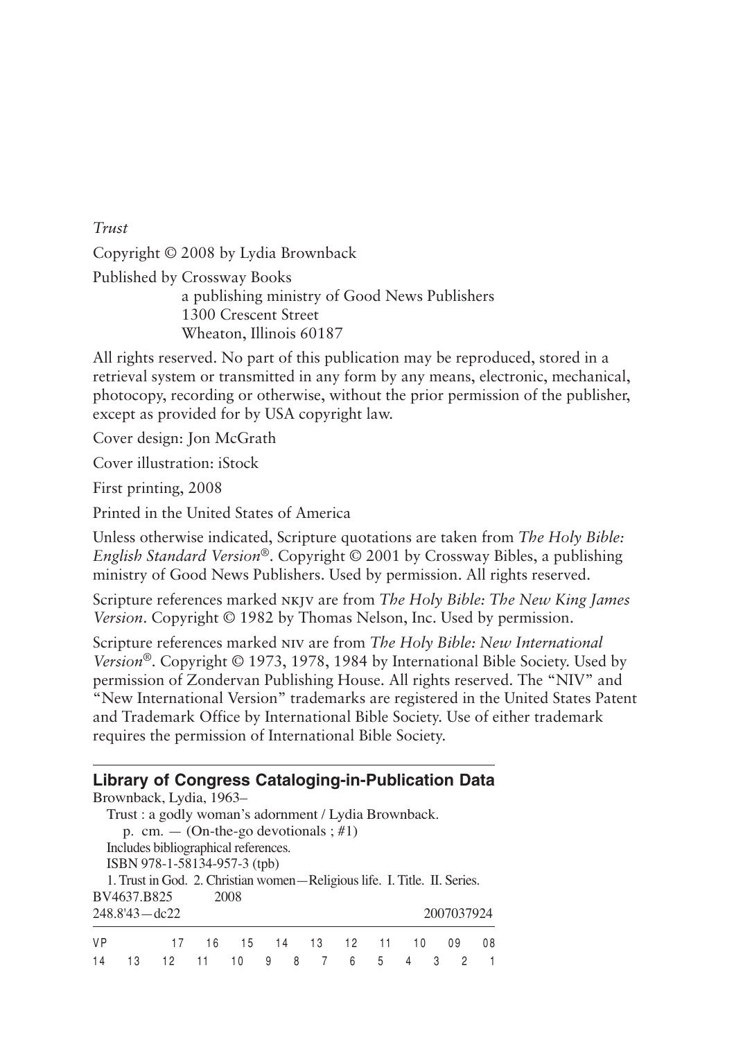*Trust*

Copyright © 2008 by Lydia Brownback

Published by Crossway Books
a publishing ministry of Good News Publishers
1300 Crescent Street
Wheaton, Illinois 60187

All rights reserved. No part of this publication may be reproduced, stored in a retrieval system or transmitted in any form by any means, electronic, mechanical, photocopy, recording or otherwise, without the prior permission of the publisher, except as provided for by USA copyright law.

Cover design: Jon McGrath

Cover illustration: iStock

First printing, 2008

Printed in the United States of America

Unless otherwise indicated, Scripture quotations are taken from *The Holy Bible: English Standard Version®*. Copyright © 2001 by Crossway Bibles, a publishing ministry of Good News Publishers. Used by permission. All rights reserved.

Scripture references marked NKJV are from *The Holy Bible: The New King James Version*. Copyright © 1982 by Thomas Nelson, Inc. Used by permission.

Scripture references marked NIV are from *The Holy Bible: New International Version®*. Copyright © 1973, 1978, 1984 by International Bible Society. Used by permission of Zondervan Publishing House. All rights reserved. The "NIV" and "New International Version" trademarks are registered in the United States Patent and Trademark Office by International Bible Society. Use of either trademark requires the permission of International Bible Society.

**Library of Congress Cataloging-in-Publication Data**

Brownback, Lydia, 1963–
Trust : a godly woman's adornment / Lydia Brownback.
p. cm. — (On-the-go devotionals ; #1)
Includes bibliographical references.
ISBN 978-1-58134-957-3 (tpb)
1. Trust in God. 2. Christian women—Religious life. I. Title. II. Series.
BV4637.B825 2008
248.8'43—dc22 2007037924

VP 17 16 15 14 13 12 11 10 09 08
14 13 12 11 10 9 8 7 6 5 4 3 2 1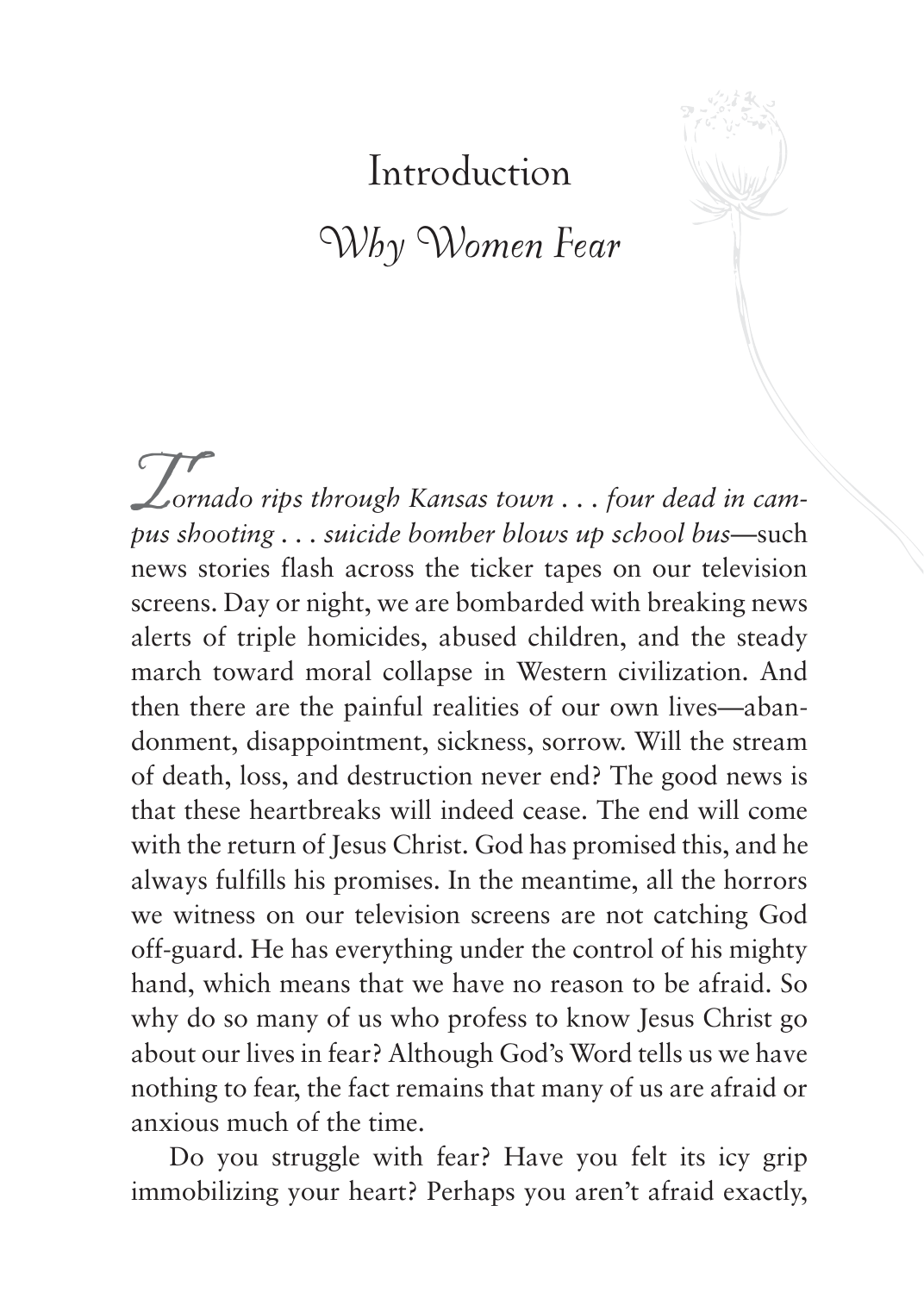# Introduction

## *Why Women Fear*

*Tornado rips through Kansas town . . . four dead in campus shooting . . . suicide bomber blows up school bus*—such news stories flash across the ticker tapes on our television screens. Day or night, we are bombarded with breaking news alerts of triple homicides, abused children, and the steady march toward moral collapse in Western civilization. And then there are the painful realities of our own lives—abandonment, disappointment, sickness, sorrow. Will the stream of death, loss, and destruction never end? The good news is that these heartbreaks will indeed cease. The end will come with the return of Jesus Christ. God has promised this, and he always fulfills his promises. In the meantime, all the horrors we witness on our television screens are not catching God off-guard. He has everything under the control of his mighty hand, which means that we have no reason to be afraid. So why do so many of us who profess to know Jesus Christ go about our lives in fear? Although God's Word tells us we have nothing to fear, the fact remains that many of us are afraid or anxious much of the time.

Do you struggle with fear? Have you felt its icy grip immobilizing your heart? Perhaps you aren't afraid exactly,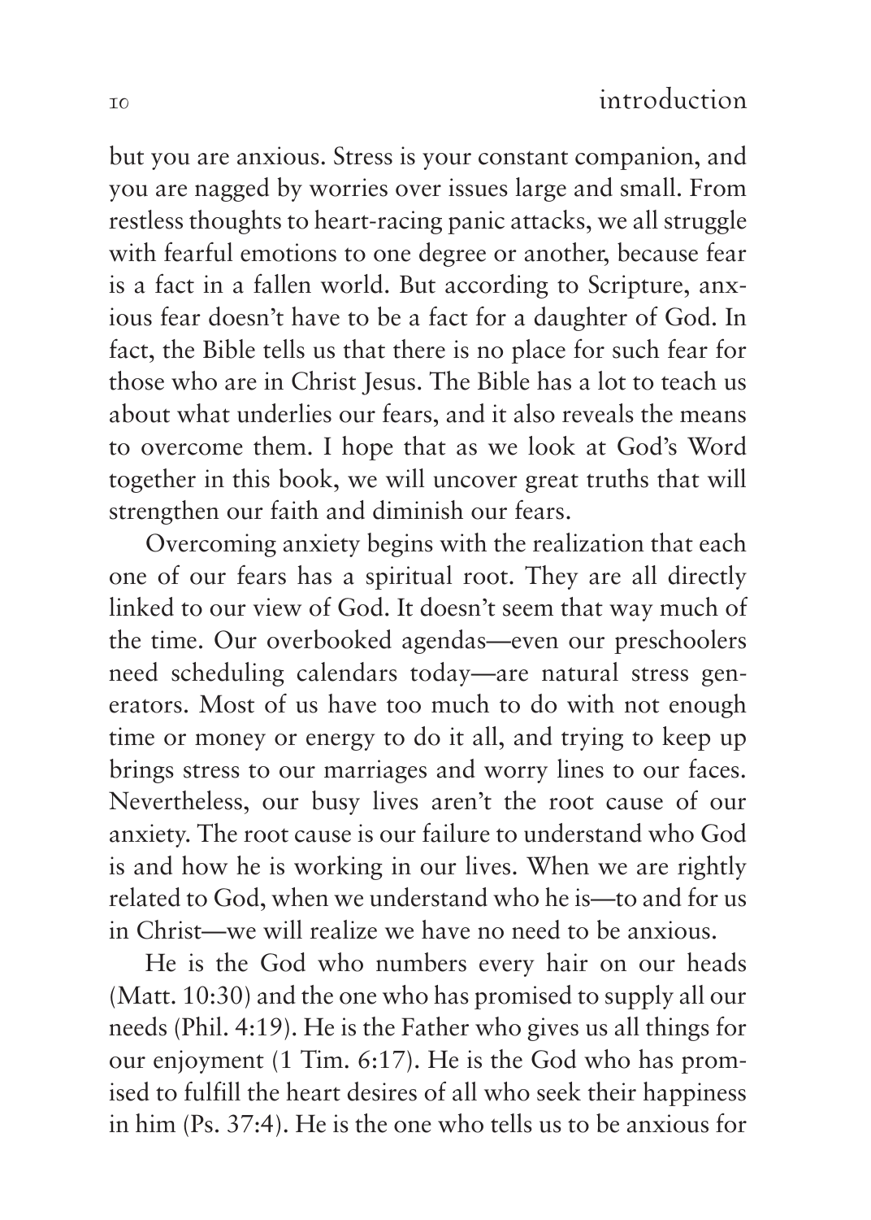but you are anxious. Stress is your constant companion, and you are nagged by worries over issues large and small. From restless thoughts to heart-racing panic attacks, we all struggle with fearful emotions to one degree or another, because fear is a fact in a fallen world. But according to Scripture, anxious fear doesn't have to be a fact for a daughter of God. In fact, the Bible tells us that there is no place for such fear for those who are in Christ Jesus. The Bible has a lot to teach us about what underlies our fears, and it also reveals the means to overcome them. I hope that as we look at God's Word together in this book, we will uncover great truths that will strengthen our faith and diminish our fears.

Overcoming anxiety begins with the realization that each one of our fears has a spiritual root. They are all directly linked to our view of God. It doesn't seem that way much of the time. Our overbooked agendas—even our preschoolers need scheduling calendars today—are natural stress generators. Most of us have too much to do with not enough time or money or energy to do it all, and trying to keep up brings stress to our marriages and worry lines to our faces. Nevertheless, our busy lives aren't the root cause of our anxiety. The root cause is our failure to understand who God is and how he is working in our lives. When we are rightly related to God, when we understand who he is—to and for us in Christ—we will realize we have no need to be anxious.

He is the God who numbers every hair on our heads (Matt. 10:30) and the one who has promised to supply all our needs (Phil. 4:19). He is the Father who gives us all things for our enjoyment (1 Tim. 6:17). He is the God who has promised to fulfill the heart desires of all who seek their happiness in him (Ps. 37:4). He is the one who tells us to be anxious for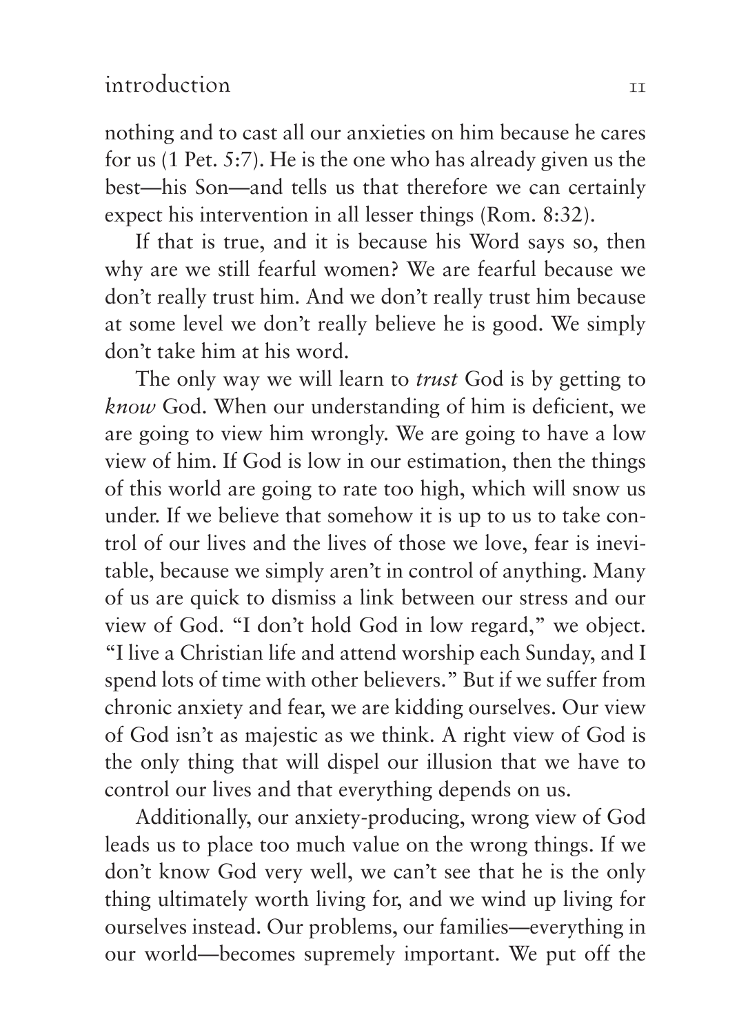nothing and to cast all our anxieties on him because he cares for us (1 Pet. 5:7). He is the one who has already given us the best—his Son—and tells us that therefore we can certainly expect his intervention in all lesser things (Rom. 8:32).

If that is true, and it is because his Word says so, then why are we still fearful women? We are fearful because we don't really trust him. And we don't really trust him because at some level we don't really believe he is good. We simply don't take him at his word.

The only way we will learn to *trust* God is by getting to *know* God. When our understanding of him is deficient, we are going to view him wrongly. We are going to have a low view of him. If God is low in our estimation, then the things of this world are going to rate too high, which will snow us under. If we believe that somehow it is up to us to take control of our lives and the lives of those we love, fear is inevitable, because we simply aren't in control of anything. Many of us are quick to dismiss a link between our stress and our view of God. "I don't hold God in low regard," we object. "I live a Christian life and attend worship each Sunday, and I spend lots of time with other believers." But if we suffer from chronic anxiety and fear, we are kidding ourselves. Our view of God isn't as majestic as we think. A right view of God is the only thing that will dispel our illusion that we have to control our lives and that everything depends on us.

Additionally, our anxiety-producing, wrong view of God leads us to place too much value on the wrong things. If we don't know God very well, we can't see that he is the only thing ultimately worth living for, and we wind up living for ourselves instead. Our problems, our families—everything in our world—becomes supremely important. We put off the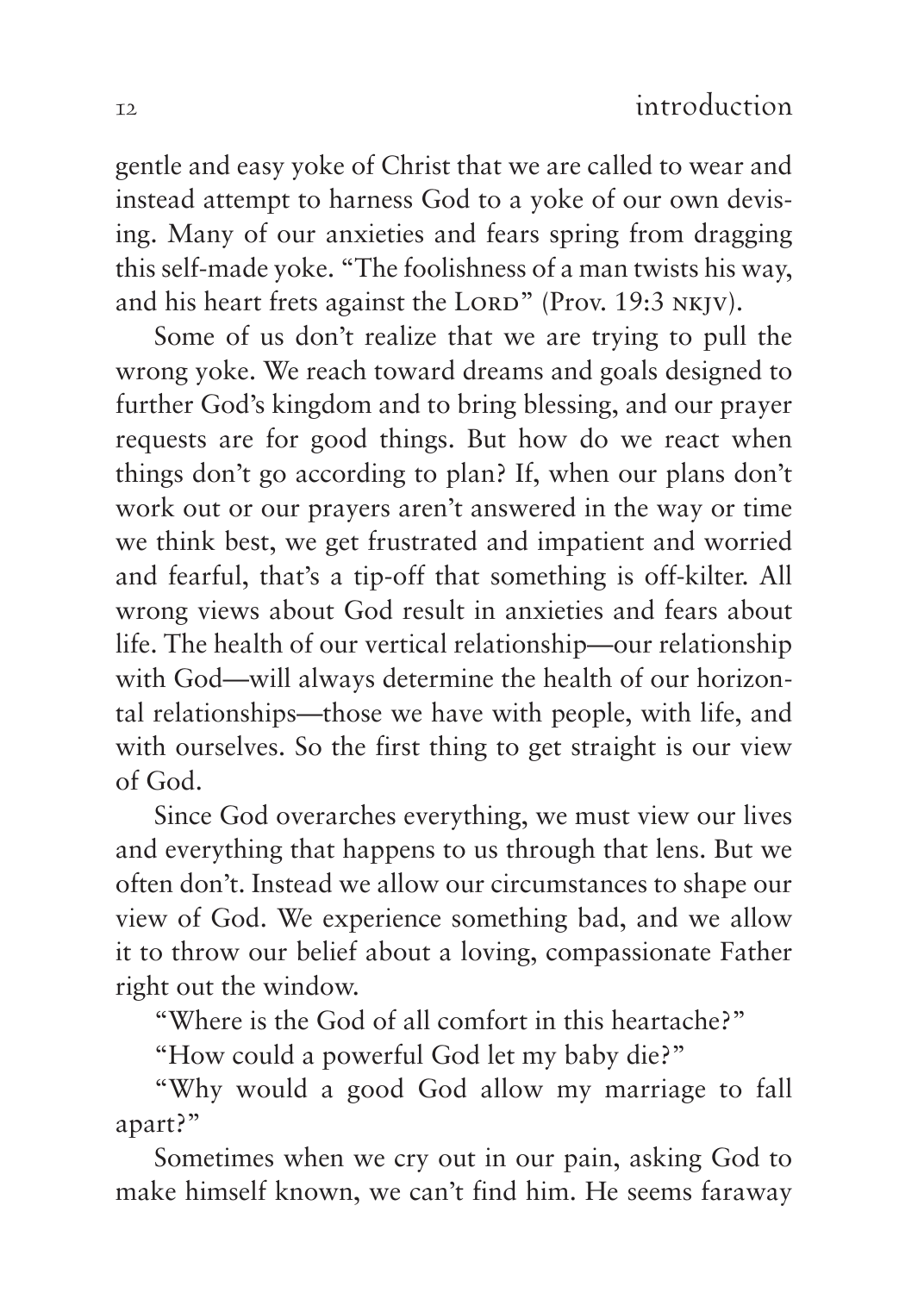gentle and easy yoke of Christ that we are called to wear and instead attempt to harness God to a yoke of our own devising. Many of our anxieties and fears spring from dragging this self-made yoke. "The foolishness of a man twists his way, and his heart frets against the LORD" (Prov. 19:3 NKJV).

Some of us don't realize that we are trying to pull the wrong yoke. We reach toward dreams and goals designed to further God's kingdom and to bring blessing, and our prayer requests are for good things. But how do we react when things don't go according to plan? If, when our plans don't work out or our prayers aren't answered in the way or time we think best, we get frustrated and impatient and worried and fearful, that's a tip-off that something is off-kilter. All wrong views about God result in anxieties and fears about life. The health of our vertical relationship—our relationship with God—will always determine the health of our horizontal relationships—those we have with people, with life, and with ourselves. So the first thing to get straight is our view of God.

Since God overarches everything, we must view our lives and everything that happens to us through that lens. But we often don't. Instead we allow our circumstances to shape our view of God. We experience something bad, and we allow it to throw our belief about a loving, compassionate Father right out the window.

"Where is the God of all comfort in this heartache?"

"How could a powerful God let my baby die?"

"Why would a good God allow my marriage to fall apart?"

Sometimes when we cry out in our pain, asking God to make himself known, we can't find him. He seems faraway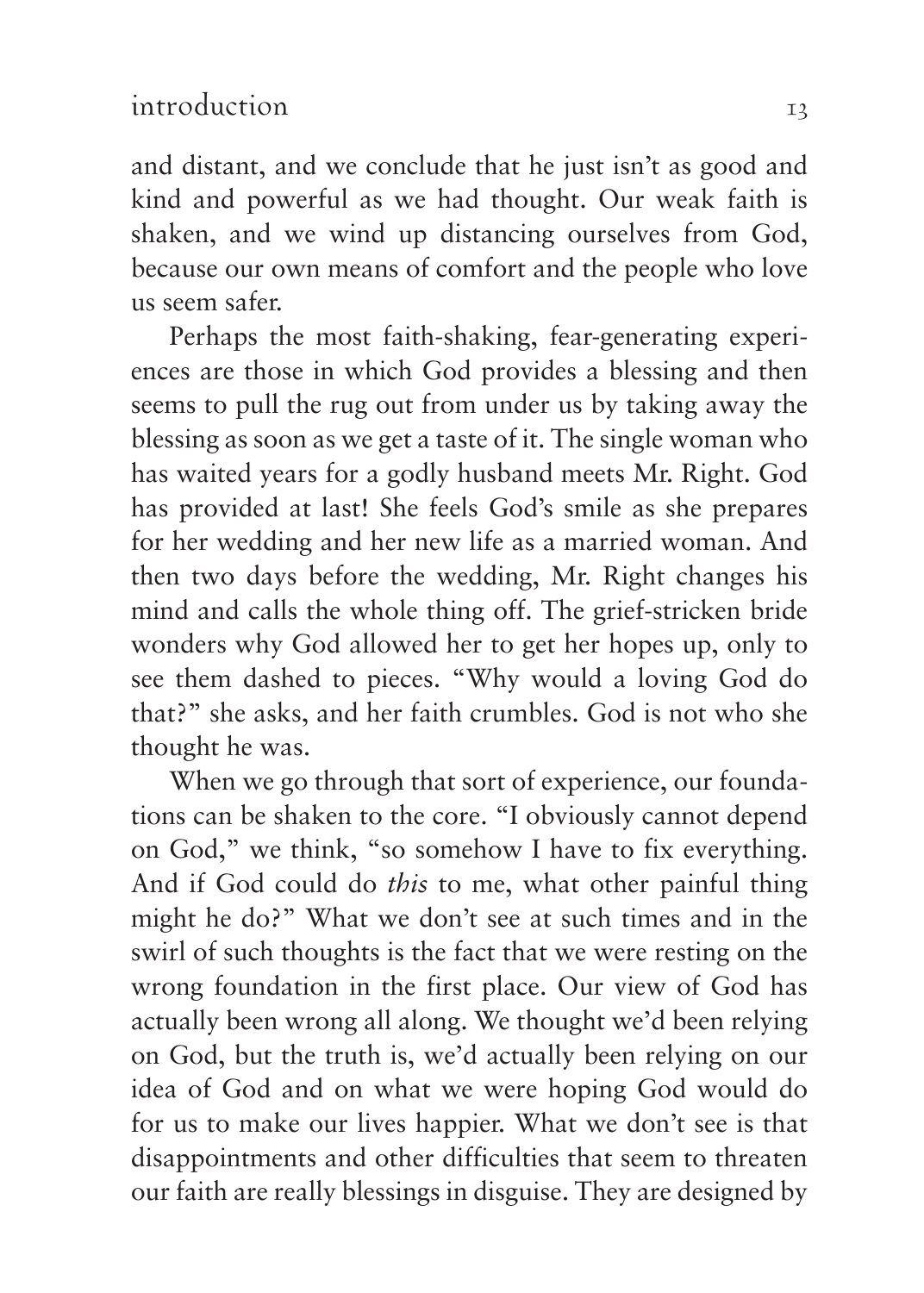and distant, and we conclude that he just isn't as good and kind and powerful as we had thought. Our weak faith is shaken, and we wind up distancing ourselves from God, because our own means of comfort and the people who love us seem safer.

Perhaps the most faith-shaking, fear-generating experiences are those in which God provides a blessing and then seems to pull the rug out from under us by taking away the blessing as soon as we get a taste of it. The single woman who has waited years for a godly husband meets Mr. Right. God has provided at last! She feels God's smile as she prepares for her wedding and her new life as a married woman. And then two days before the wedding, Mr. Right changes his mind and calls the whole thing off. The grief-stricken bride wonders why God allowed her to get her hopes up, only to see them dashed to pieces. "Why would a loving God do that?" she asks, and her faith crumbles. God is not who she thought he was.

When we go through that sort of experience, our foundations can be shaken to the core. "I obviously cannot depend on God," we think, "so somehow I have to fix everything. And if God could do *this* to me, what other painful thing might he do?" What we don't see at such times and in the swirl of such thoughts is the fact that we were resting on the wrong foundation in the first place. Our view of God has actually been wrong all along. We thought we'd been relying on God, but the truth is, we'd actually been relying on our idea of God and on what we were hoping God would do for us to make our lives happier. What we don't see is that disappointments and other difficulties that seem to threaten our faith are really blessings in disguise. They are designed by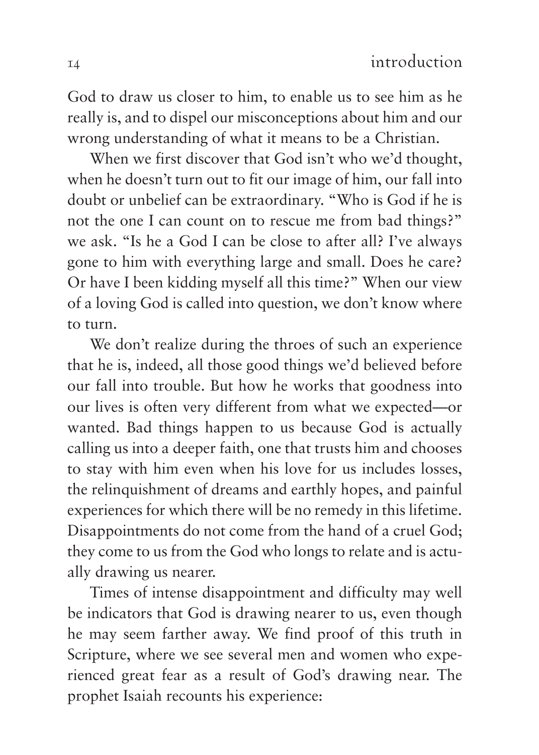God to draw us closer to him, to enable us to see him as he really is, and to dispel our misconceptions about him and our wrong understanding of what it means to be a Christian.

When we first discover that God isn't who we'd thought, when he doesn't turn out to fit our image of him, our fall into doubt or unbelief can be extraordinary. "Who is God if he is not the one I can count on to rescue me from bad things?" we ask. "Is he a God I can be close to after all? I've always gone to him with everything large and small. Does he care? Or have I been kidding myself all this time?" When our view of a loving God is called into question, we don't know where to turn.

We don't realize during the throes of such an experience that he is, indeed, all those good things we'd believed before our fall into trouble. But how he works that goodness into our lives is often very different from what we expected—or wanted. Bad things happen to us because God is actually calling us into a deeper faith, one that trusts him and chooses to stay with him even when his love for us includes losses, the relinquishment of dreams and earthly hopes, and painful experiences for which there will be no remedy in this lifetime. Disappointments do not come from the hand of a cruel God; they come to us from the God who longs to relate and is actually drawing us nearer.

Times of intense disappointment and difficulty may well be indicators that God is drawing nearer to us, even though he may seem farther away. We find proof of this truth in Scripture, where we see several men and women who experienced great fear as a result of God's drawing near. The prophet Isaiah recounts his experience: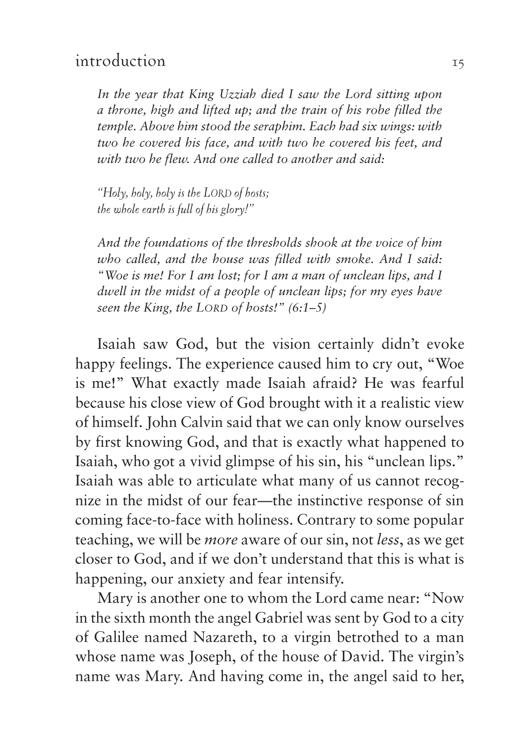*In the year that King Uzziah died I saw the Lord sitting upon a throne, high and lifted up; and the train of his robe filled the temple. Above him stood the seraphim. Each had six wings: with two he covered his face, and with two he covered his feet, and with two he flew. And one called to another and said:*

*"Holy, holy, holy is the LORD of hosts;*
*the whole earth is full of his glory!"*

*And the foundations of the thresholds shook at the voice of him who called, and the house was filled with smoke. And I said: "Woe is me! For I am lost; for I am a man of unclean lips, and I dwell in the midst of a people of unclean lips; for my eyes have seen the King, the LORD of hosts!" (6:1–5)*

Isaiah saw God, but the vision certainly didn't evoke happy feelings. The experience caused him to cry out, "Woe is me!" What exactly made Isaiah afraid? He was fearful because his close view of God brought with it a realistic view of himself. John Calvin said that we can only know ourselves by first knowing God, and that is exactly what happened to Isaiah, who got a vivid glimpse of his sin, his "unclean lips." Isaiah was able to articulate what many of us cannot recognize in the midst of our fear—the instinctive response of sin coming face-to-face with holiness. Contrary to some popular teaching, we will be *more* aware of our sin, not *less*, as we get closer to God, and if we don't understand that this is what is happening, our anxiety and fear intensify.

Mary is another one to whom the Lord came near: "Now in the sixth month the angel Gabriel was sent by God to a city of Galilee named Nazareth, to a virgin betrothed to a man whose name was Joseph, of the house of David. The virgin's name was Mary. And having come in, the angel said to her,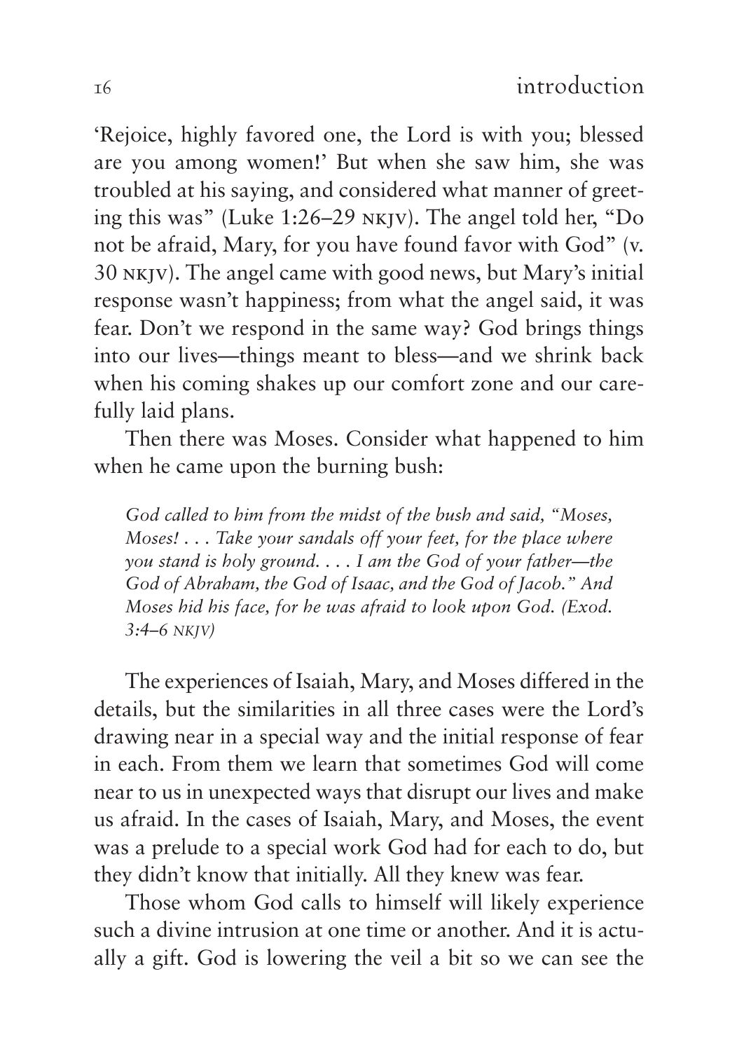'Rejoice, highly favored one, the Lord is with you; blessed are you among women!' But when she saw him, she was troubled at his saying, and considered what manner of greeting this was" (Luke 1:26–29 NKJV). The angel told her, "Do not be afraid, Mary, for you have found favor with God" (v. 30 NKJV). The angel came with good news, but Mary's initial response wasn't happiness; from what the angel said, it was fear. Don't we respond in the same way? God brings things into our lives—things meant to bless—and we shrink back when his coming shakes up our comfort zone and our carefully laid plans.

Then there was Moses. Consider what happened to him when he came upon the burning bush:

> *God called to him from the midst of the bush and said, "Moses, Moses! . . . Take your sandals off your feet, for the place where you stand is holy ground. . . . I am the God of your father—the God of Abraham, the God of Isaac, and the God of Jacob." And Moses hid his face, for he was afraid to look upon God. (Exod. 3:4–6 NKJV)*

The experiences of Isaiah, Mary, and Moses differed in the details, but the similarities in all three cases were the Lord's drawing near in a special way and the initial response of fear in each. From them we learn that sometimes God will come near to us in unexpected ways that disrupt our lives and make us afraid. In the cases of Isaiah, Mary, and Moses, the event was a prelude to a special work God had for each to do, but they didn't know that initially. All they knew was fear.

Those whom God calls to himself will likely experience such a divine intrusion at one time or another. And it is actually a gift. God is lowering the veil a bit so we can see the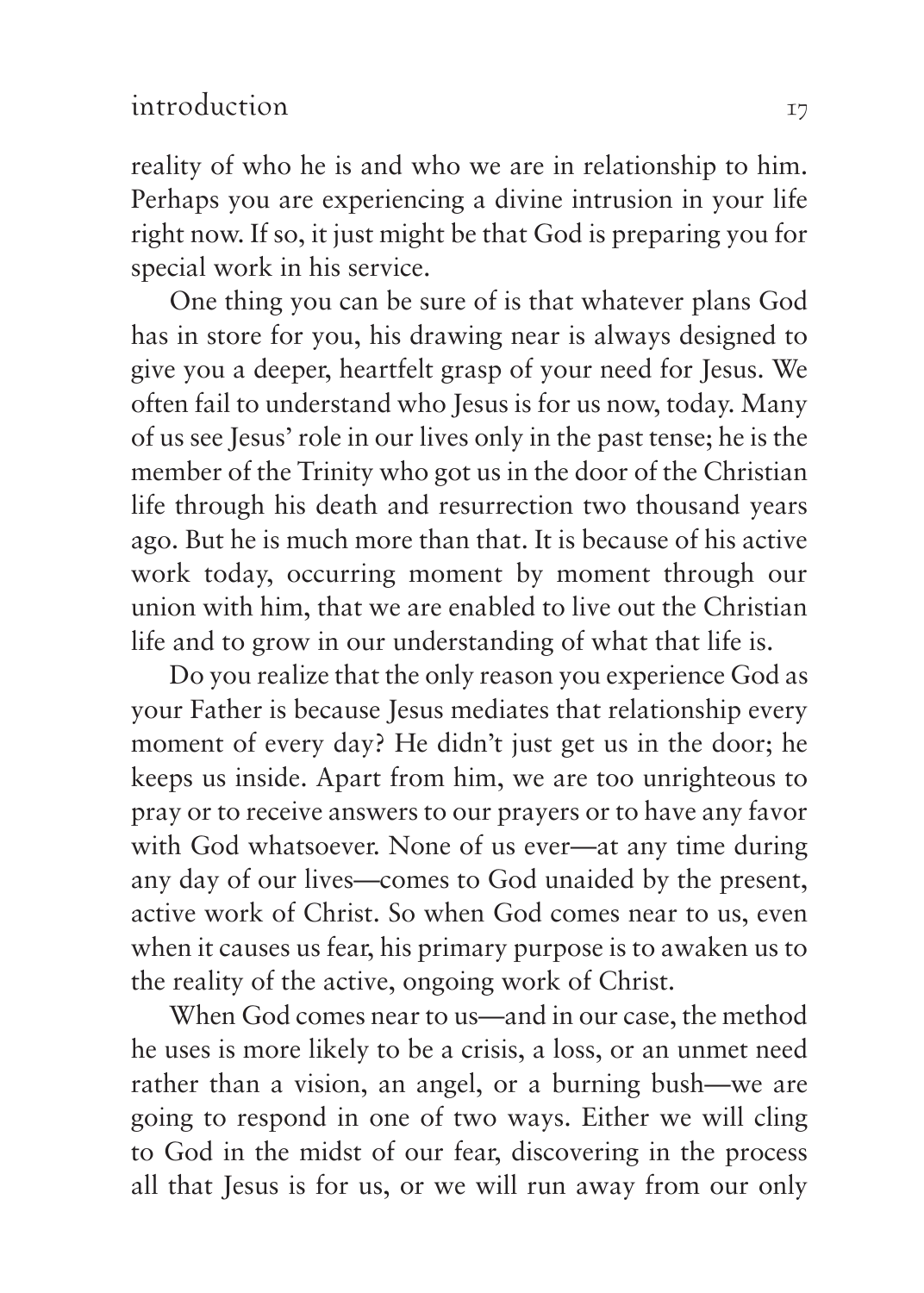reality of who he is and who we are in relationship to him. Perhaps you are experiencing a divine intrusion in your life right now. If so, it just might be that God is preparing you for special work in his service.

One thing you can be sure of is that whatever plans God has in store for you, his drawing near is always designed to give you a deeper, heartfelt grasp of your need for Jesus. We often fail to understand who Jesus is for us now, today. Many of us see Jesus' role in our lives only in the past tense; he is the member of the Trinity who got us in the door of the Christian life through his death and resurrection two thousand years ago. But he is much more than that. It is because of his active work today, occurring moment by moment through our union with him, that we are enabled to live out the Christian life and to grow in our understanding of what that life is.

Do you realize that the only reason you experience God as your Father is because Jesus mediates that relationship every moment of every day? He didn't just get us in the door; he keeps us inside. Apart from him, we are too unrighteous to pray or to receive answers to our prayers or to have any favor with God whatsoever. None of us ever—at any time during any day of our lives—comes to God unaided by the present, active work of Christ. So when God comes near to us, even when it causes us fear, his primary purpose is to awaken us to the reality of the active, ongoing work of Christ.

When God comes near to us—and in our case, the method he uses is more likely to be a crisis, a loss, or an unmet need rather than a vision, an angel, or a burning bush—we are going to respond in one of two ways. Either we will cling to God in the midst of our fear, discovering in the process all that Jesus is for us, or we will run away from our only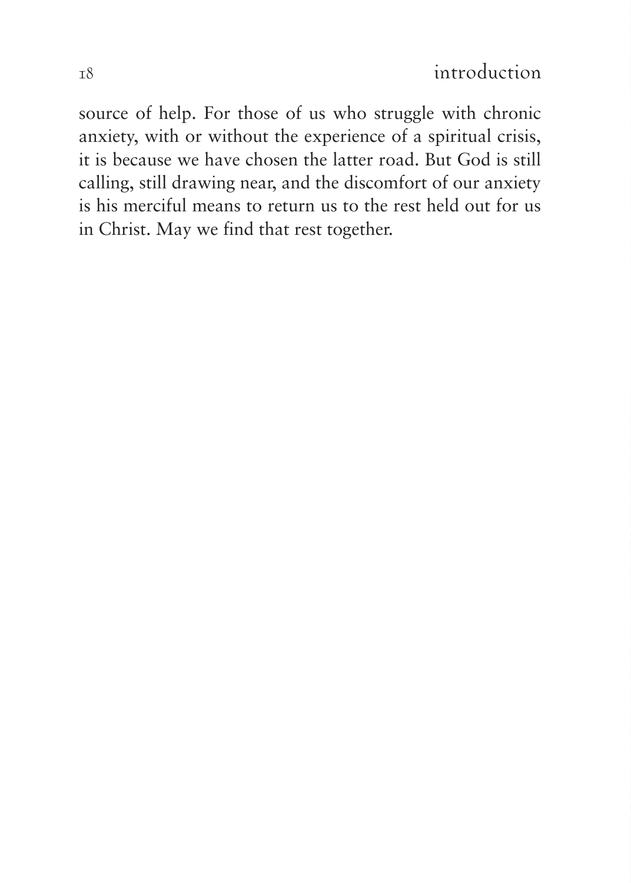source of help. For those of us who struggle with chronic anxiety, with or without the experience of a spiritual crisis, it is because we have chosen the latter road. But God is still calling, still drawing near, and the discomfort of our anxiety is his merciful means to return us to the rest held out for us in Christ. May we find that rest together.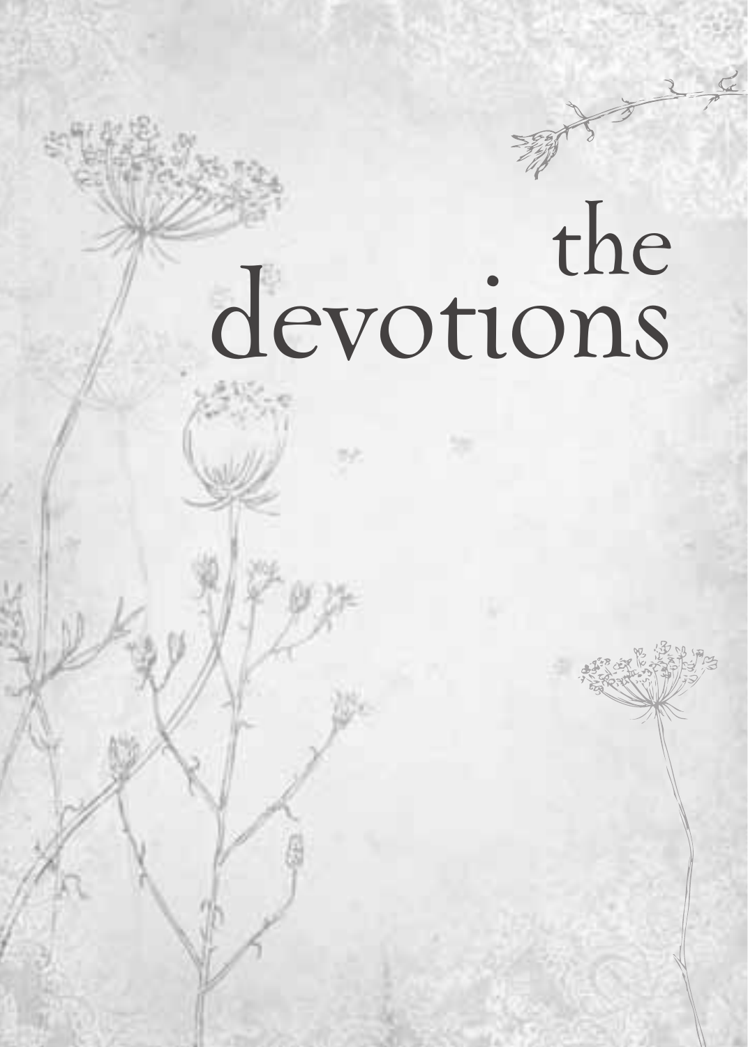# the devotions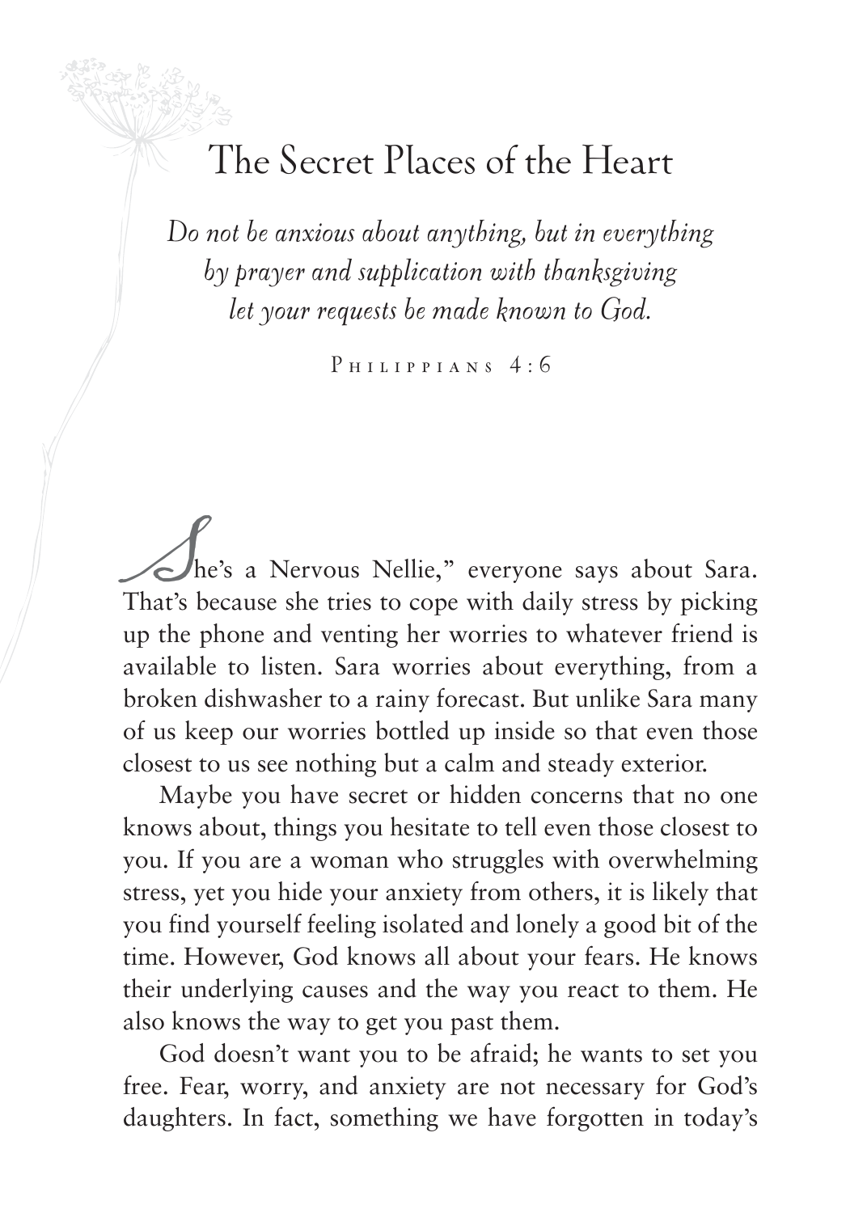# The Secret Places of the Heart

*Do not be anxious about anything, but in everything by prayer and supplication with thanksgiving let your requests be made known to God.*

Philippians 4:6

"She's a Nervous Nellie," everyone says about Sara. That's because she tries to cope with daily stress by picking up the phone and venting her worries to whatever friend is available to listen. Sara worries about everything, from a broken dishwasher to a rainy forecast. But unlike Sara many of us keep our worries bottled up inside so that even those closest to us see nothing but a calm and steady exterior.

Maybe you have secret or hidden concerns that no one knows about, things you hesitate to tell even those closest to you. If you are a woman who struggles with overwhelming stress, yet you hide your anxiety from others, it is likely that you find yourself feeling isolated and lonely a good bit of the time. However, God knows all about your fears. He knows their underlying causes and the way you react to them. He also knows the way to get you past them.

God doesn't want you to be afraid; he wants to set you free. Fear, worry, and anxiety are not necessary for God's daughters. In fact, something we have forgotten in today's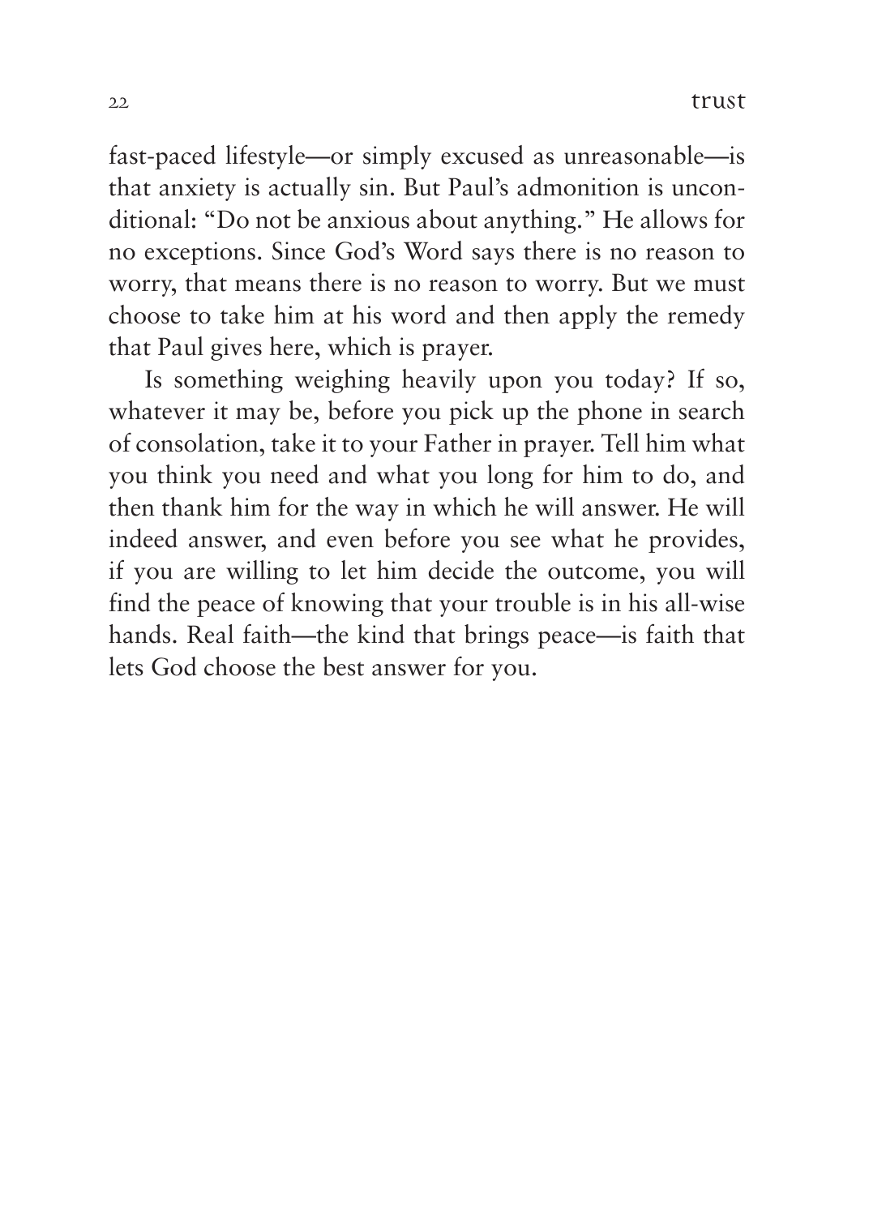fast-paced lifestyle—or simply excused as unreasonable—is that anxiety is actually sin. But Paul's admonition is unconditional: "Do not be anxious about anything." He allows for no exceptions. Since God's Word says there is no reason to worry, that means there is no reason to worry. But we must choose to take him at his word and then apply the remedy that Paul gives here, which is prayer.

Is something weighing heavily upon you today? If so, whatever it may be, before you pick up the phone in search of consolation, take it to your Father in prayer. Tell him what you think you need and what you long for him to do, and then thank him for the way in which he will answer. He will indeed answer, and even before you see what he provides, if you are willing to let him decide the outcome, you will find the peace of knowing that your trouble is in his all-wise hands. Real faith—the kind that brings peace—is faith that lets God choose the best answer for you.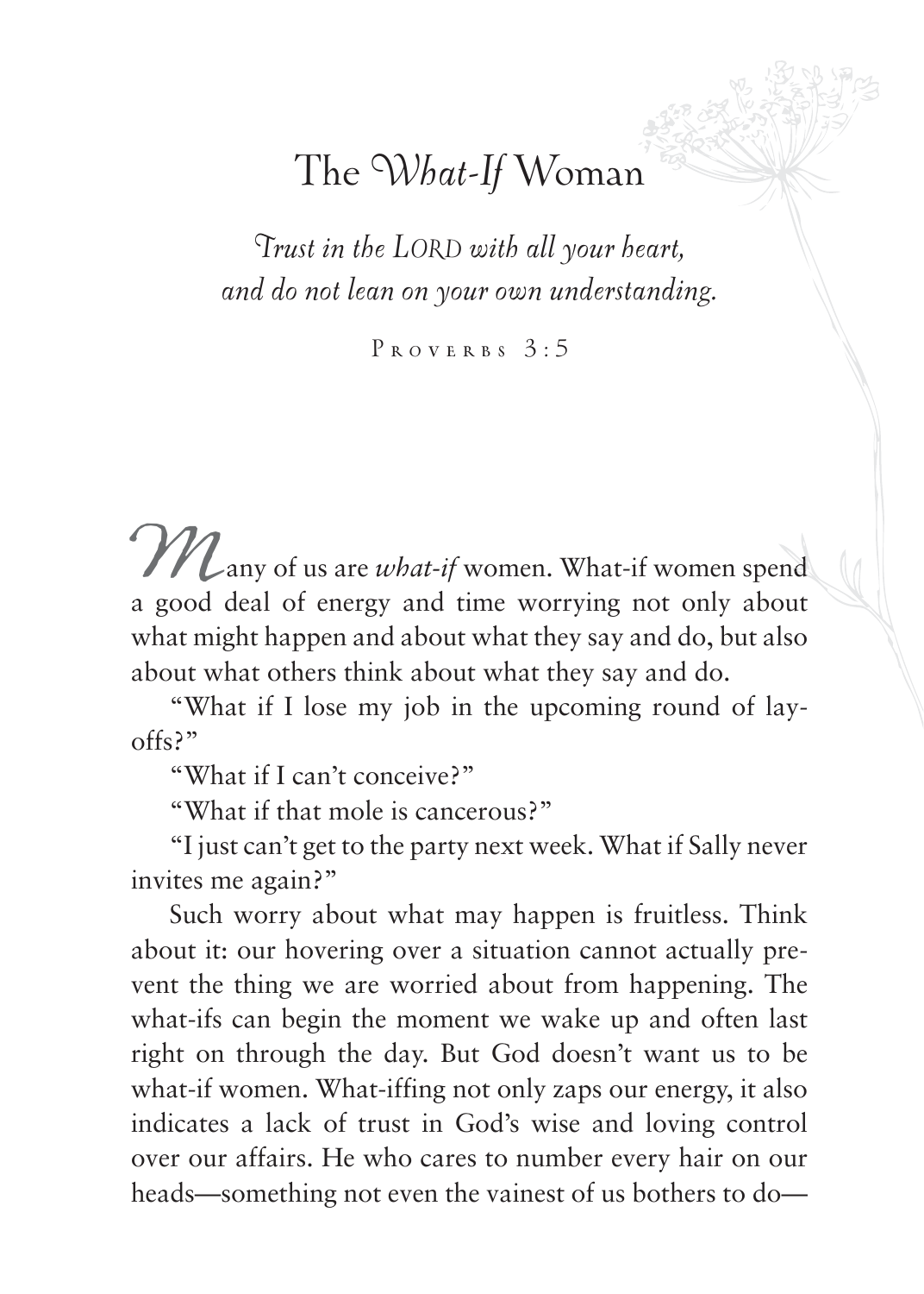# The *What-If* Woman

*Trust in the LORD with all your heart,*
*and do not lean on your own understanding.*

PROVERBS 3:5

Many of us are *what-if* women. What-if women spend a good deal of energy and time worrying not only about what might happen and about what they say and do, but also about what others think about what they say and do.

"What if I lose my job in the upcoming round of lay-offs?"

"What if I can't conceive?"

"What if that mole is cancerous?"

"I just can't get to the party next week. What if Sally never invites me again?"

Such worry about what may happen is fruitless. Think about it: our hovering over a situation cannot actually prevent the thing we are worried about from happening. The what-ifs can begin the moment we wake up and often last right on through the day. But God doesn't want us to be what-if women. What-iffing not only zaps our energy, it also indicates a lack of trust in God's wise and loving control over our affairs. He who cares to number every hair on our heads—something not even the vainest of us bothers to do—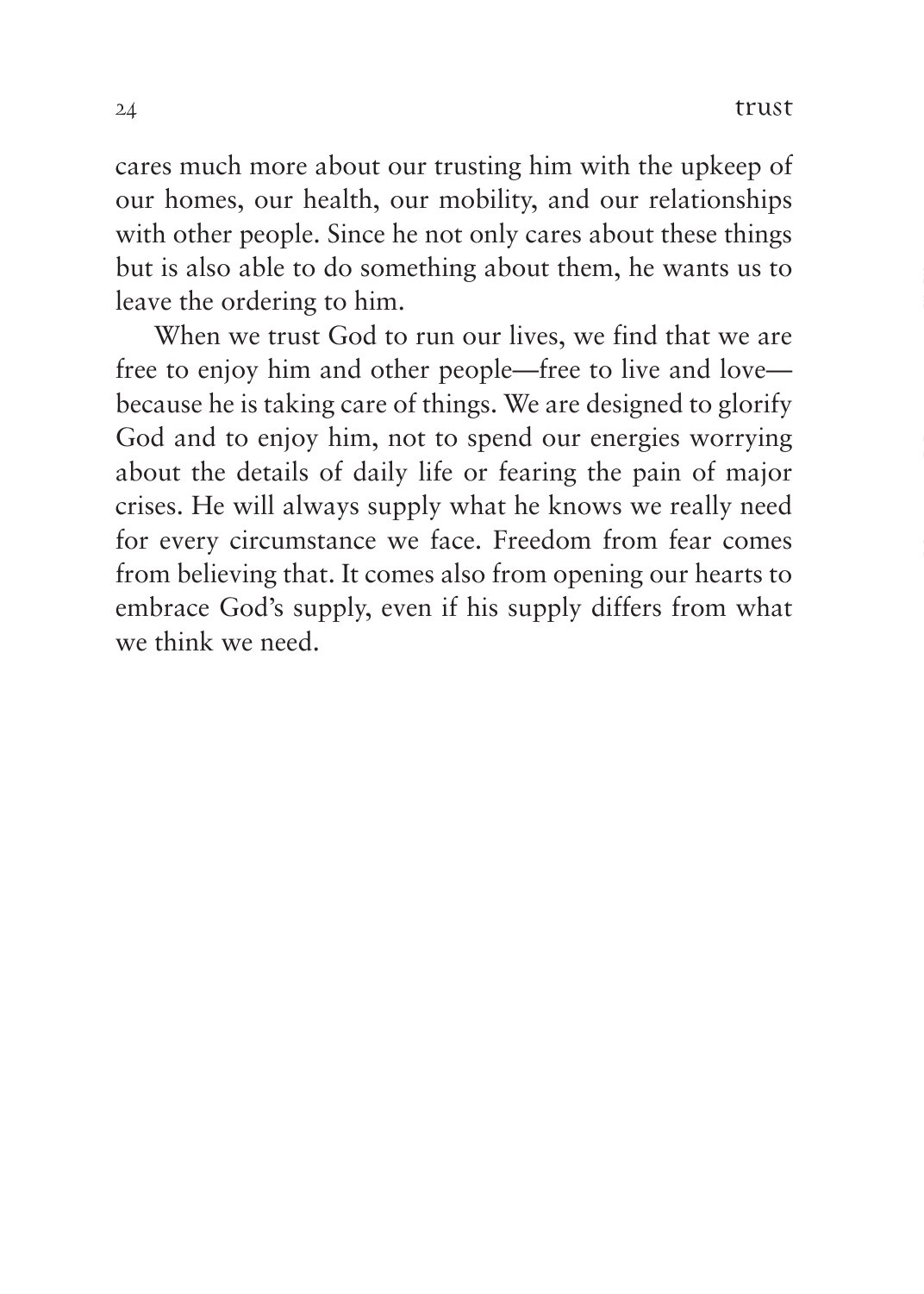cares much more about our trusting him with the upkeep of our homes, our health, our mobility, and our relationships with other people. Since he not only cares about these things but is also able to do something about them, he wants us to leave the ordering to him.

When we trust God to run our lives, we find that we are free to enjoy him and other people—free to live and love—because he is taking care of things. We are designed to glorify God and to enjoy him, not to spend our energies worrying about the details of daily life or fearing the pain of major crises. He will always supply what he knows we really need for every circumstance we face. Freedom from fear comes from believing that. It comes also from opening our hearts to embrace God's supply, even if his supply differs from what we think we need.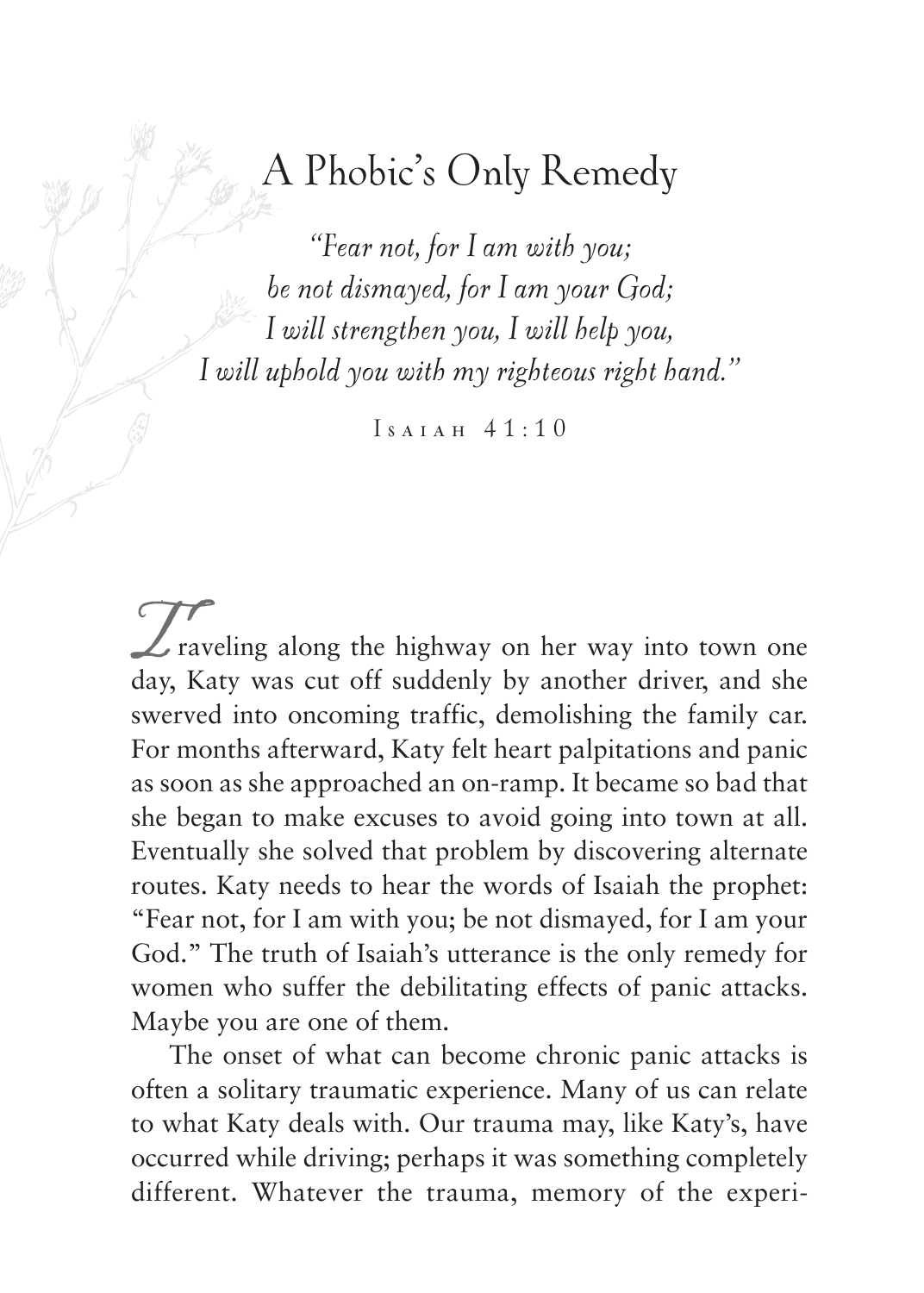# A Phobic's Only Remedy

*"Fear not, for I am with you;*
*be not dismayed, for I am your God;*
*I will strengthen you, I will help you,*
*I will uphold you with my righteous right hand."*

Isaiah 41:10

Traveling along the highway on her way into town one day, Katy was cut off suddenly by another driver, and she swerved into oncoming traffic, demolishing the family car. For months afterward, Katy felt heart palpitations and panic as soon as she approached an on-ramp. It became so bad that she began to make excuses to avoid going into town at all. Eventually she solved that problem by discovering alternate routes. Katy needs to hear the words of Isaiah the prophet: "Fear not, for I am with you; be not dismayed, for I am your God." The truth of Isaiah's utterance is the only remedy for women who suffer the debilitating effects of panic attacks. Maybe you are one of them.

The onset of what can become chronic panic attacks is often a solitary traumatic experience. Many of us can relate to what Katy deals with. Our trauma may, like Katy's, have occurred while driving; perhaps it was something completely different. Whatever the trauma, memory of the experi-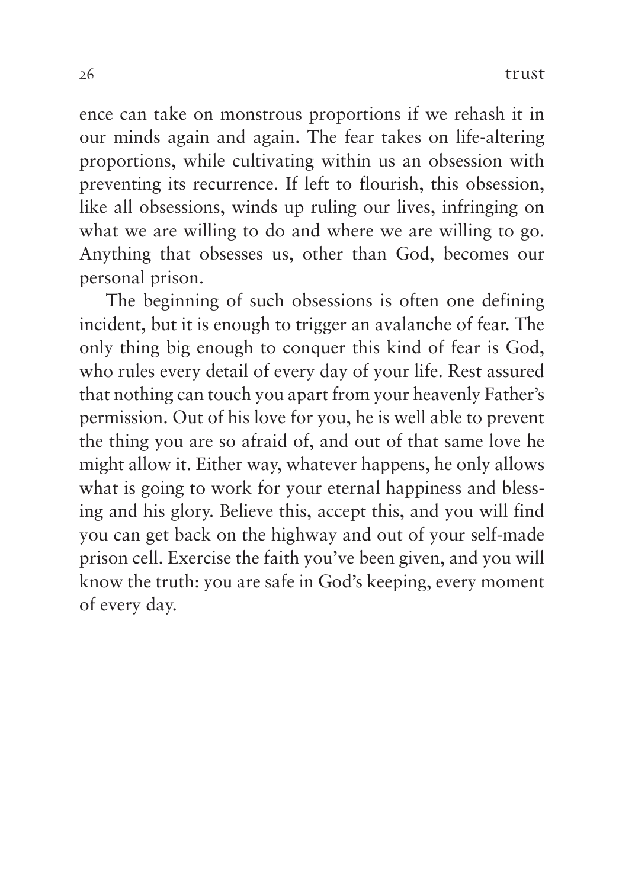ence can take on monstrous proportions if we rehash it in our minds again and again. The fear takes on life-altering proportions, while cultivating within us an obsession with preventing its recurrence. If left to flourish, this obsession, like all obsessions, winds up ruling our lives, infringing on what we are willing to do and where we are willing to go. Anything that obsesses us, other than God, becomes our personal prison.

The beginning of such obsessions is often one defining incident, but it is enough to trigger an avalanche of fear. The only thing big enough to conquer this kind of fear is God, who rules every detail of every day of your life. Rest assured that nothing can touch you apart from your heavenly Father's permission. Out of his love for you, he is well able to prevent the thing you are so afraid of, and out of that same love he might allow it. Either way, whatever happens, he only allows what is going to work for your eternal happiness and blessing and his glory. Believe this, accept this, and you will find you can get back on the highway and out of your self-made prison cell. Exercise the faith you've been given, and you will know the truth: you are safe in God's keeping, every moment of every day.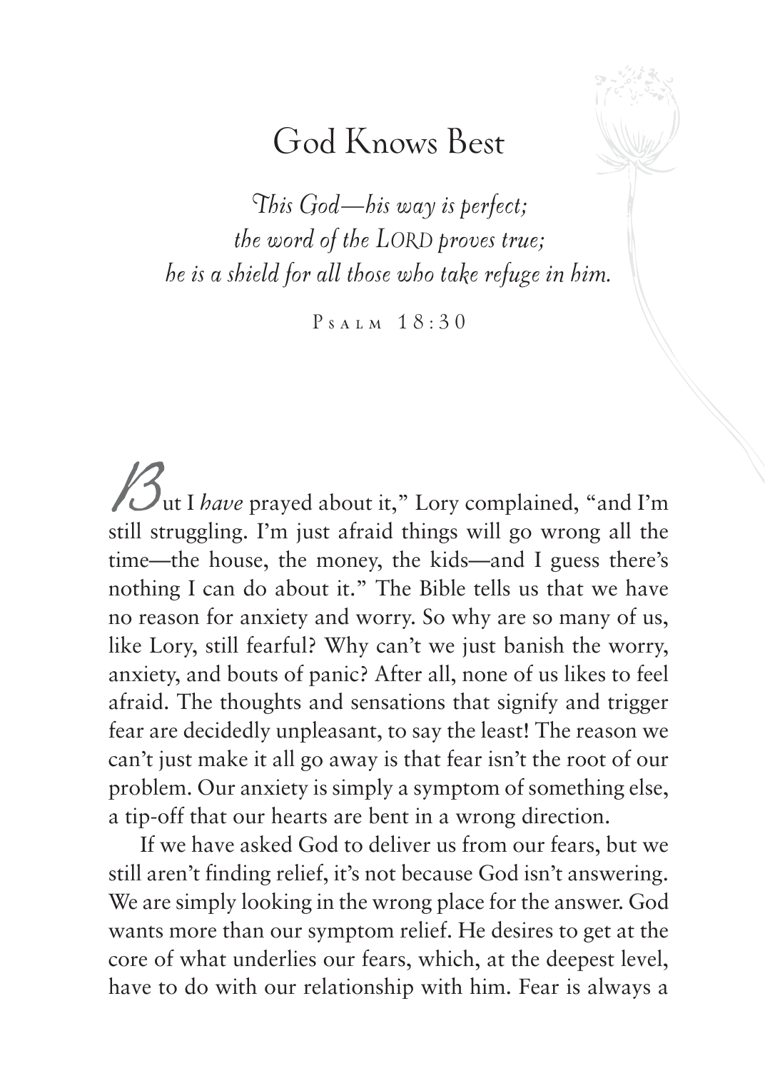# God Knows Best

*This God—his way is perfect;*
*the word of the LORD proves true;*
*he is a shield for all those who take refuge in him.*

PSALM 18:30

But I *have* prayed about it," Lory complained, "and I'm still struggling. I'm just afraid things will go wrong all the time—the house, the money, the kids—and I guess there's nothing I can do about it." The Bible tells us that we have no reason for anxiety and worry. So why are so many of us, like Lory, still fearful? Why can't we just banish the worry, anxiety, and bouts of panic? After all, none of us likes to feel afraid. The thoughts and sensations that signify and trigger fear are decidedly unpleasant, to say the least! The reason we can't just make it all go away is that fear isn't the root of our problem. Our anxiety is simply a symptom of something else, a tip-off that our hearts are bent in a wrong direction.

If we have asked God to deliver us from our fears, but we still aren't finding relief, it's not because God isn't answering. We are simply looking in the wrong place for the answer. God wants more than our symptom relief. He desires to get at the core of what underlies our fears, which, at the deepest level, have to do with our relationship with him. Fear is always a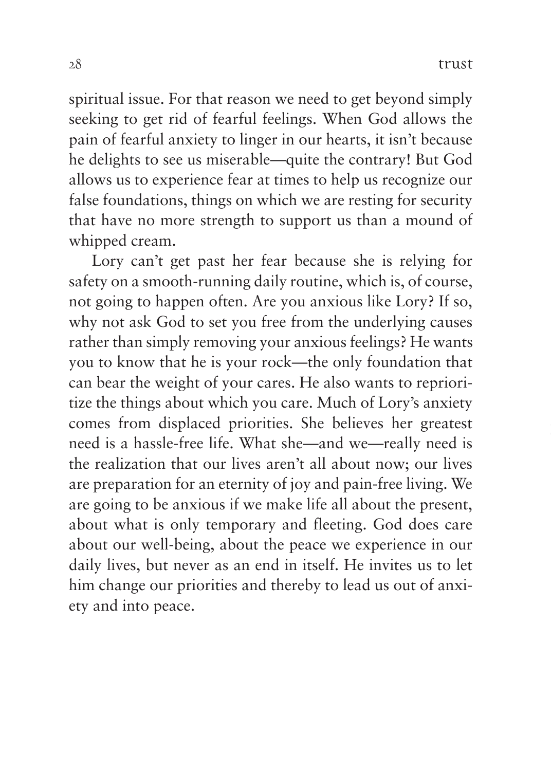spiritual issue. For that reason we need to get beyond simply seeking to get rid of fearful feelings. When God allows the pain of fearful anxiety to linger in our hearts, it isn't because he delights to see us miserable—quite the contrary! But God allows us to experience fear at times to help us recognize our false foundations, things on which we are resting for security that have no more strength to support us than a mound of whipped cream.

Lory can't get past her fear because she is relying for safety on a smooth-running daily routine, which is, of course, not going to happen often. Are you anxious like Lory? If so, why not ask God to set you free from the underlying causes rather than simply removing your anxious feelings? He wants you to know that he is your rock—the only foundation that can bear the weight of your cares. He also wants to reprioritize the things about which you care. Much of Lory's anxiety comes from displaced priorities. She believes her greatest need is a hassle-free life. What she—and we—really need is the realization that our lives aren't all about now; our lives are preparation for an eternity of joy and pain-free living. We are going to be anxious if we make life all about the present, about what is only temporary and fleeting. God does care about our well-being, about the peace we experience in our daily lives, but never as an end in itself. He invites us to let him change our priorities and thereby to lead us out of anxiety and into peace.